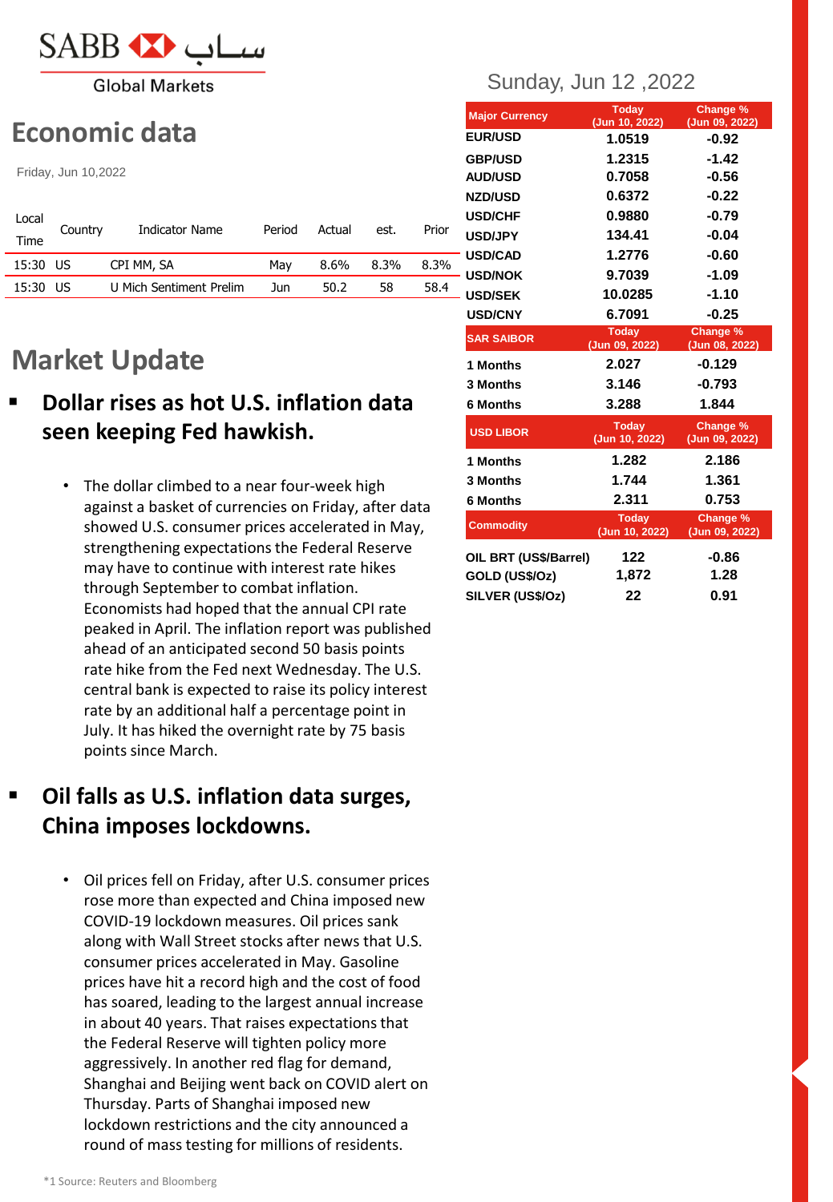SABB ساب

Global Markets

Sunday, Jun 12 ,2022

# Economic data

Friday, Jun 10,2022

| Local Time | Country | Indicator Name | Period | Actual | est. | Prior |
|---|---|---|---|---|---|---|
| 15:30 | US | CPI MM, SA | May | 8.6% | 8.3% | 8.3% |
| 15:30 | US | U Mich Sentiment Prelim | Jun | 50.2 | 58 | 58.4 |

# Market Update

- **Dollar rises as hot U.S. inflation data seen keeping Fed hawkish.**

  - The dollar climbed to a near four-week high against a basket of currencies on Friday, after data showed U.S. consumer prices accelerated in May, strengthening expectations the Federal Reserve may have to continue with interest rate hikes through September to combat inflation. Economists had hoped that the annual CPI rate peaked in April. The inflation report was published ahead of an anticipated second 50 basis points rate hike from the Fed next Wednesday. The U.S. central bank is expected to raise its policy interest rate by an additional half a percentage point in July. It has hiked the overnight rate by 75 basis points since March.

- **Oil falls as U.S. inflation data surges, China imposes lockdowns.**

  - Oil prices fell on Friday, after U.S. consumer prices rose more than expected and China imposed new COVID-19 lockdown measures. Oil prices sank along with Wall Street stocks after news that U.S. consumer prices accelerated in May. Gasoline prices have hit a record high and the cost of food has soared, leading to the largest annual increase in about 40 years. That raises expectations that the Federal Reserve will tighten policy more aggressively. In another red flag for demand, Shanghai and Beijing went back on COVID alert on Thursday. Parts of Shanghai imposed new lockdown restrictions and the city announced a round of mass testing for millions of residents.

| Major Currency | Today (Jun 10, 2022) | Change % (Jun 09, 2022) |
|---|---|---|
| EUR/USD | 1.0519 | -0.92 |
| GBP/USD | 1.2315 | -1.42 |
| AUD/USD | 0.7058 | -0.56 |
| NZD/USD | 0.6372 | -0.22 |
| USD/CHF | 0.9880 | -0.79 |
| USD/JPY | 134.41 | -0.04 |
| USD/CAD | 1.2776 | -0.60 |
| USD/NOK | 9.7039 | -1.09 |
| USD/SEK | 10.0285 | -1.10 |
| USD/CNY | 6.7091 | -0.25 |

| SAR SAIBOR | Today (Jun 09, 2022) | Change % (Jun 08, 2022) |
|---|---|---|
| 1 Months | 2.027 | -0.129 |
| 3 Months | 3.146 | -0.793 |
| 6 Months | 3.288 | 1.844 |

| USD LIBOR | Today (Jun 10, 2022) | Change % (Jun 09, 2022) |
|---|---|---|
| 1 Months | 1.282 | 2.186 |
| 3 Months | 1.744 | 1.361 |
| 6 Months | 2.311 | 0.753 |

| Commodity | Today (Jun 10, 2022) | Change % (Jun 09, 2022) |
|---|---|---|
| OIL BRT (US$/Barrel) | 122 | -0.86 |
| GOLD (US$/Oz) | 1,872 | 1.28 |
| SILVER (US$/Oz) | 22 | 0.91 |

*1 Source: Reuters and Bloomberg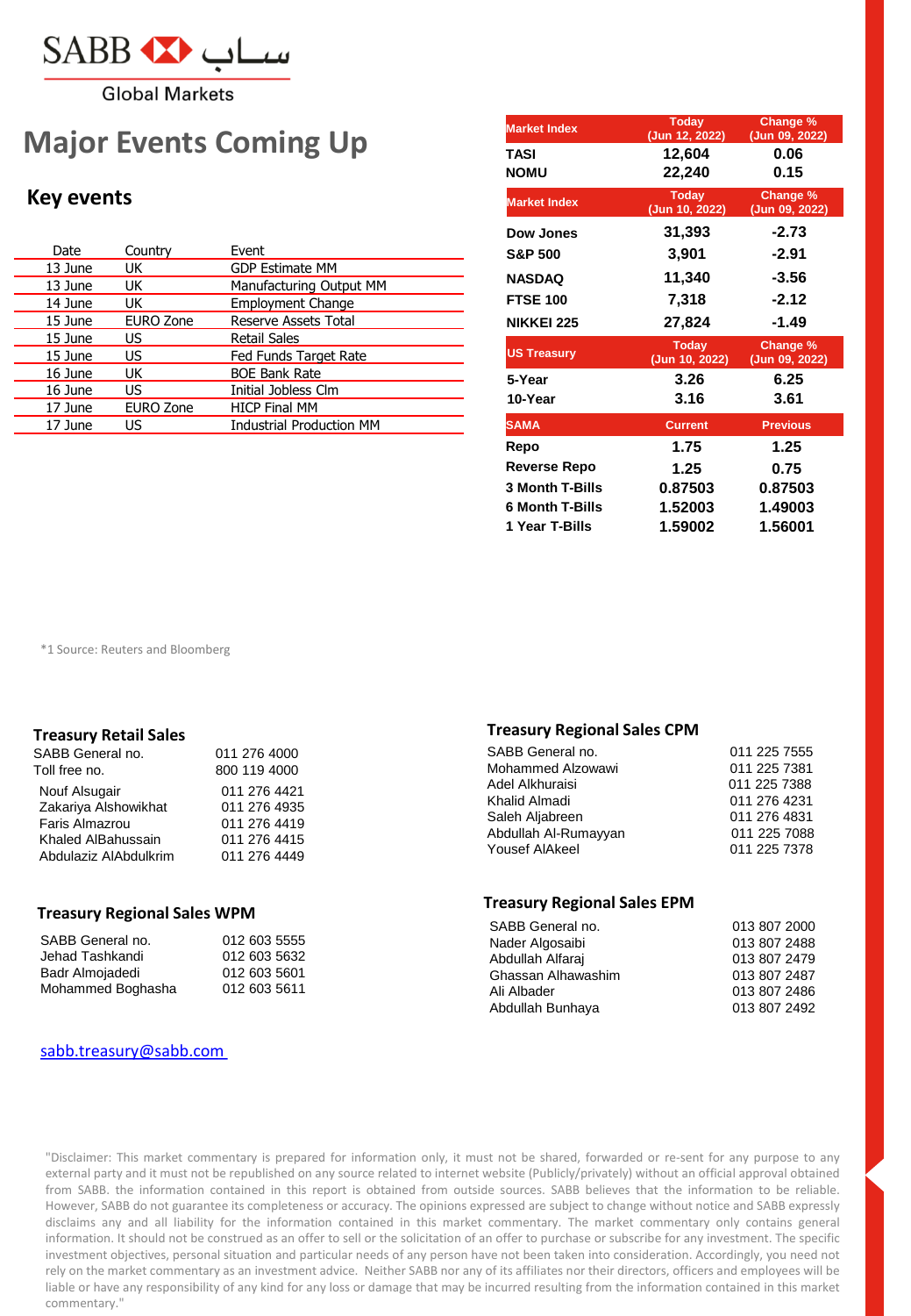SABB ساب

Global Markets

# Major Events Coming Up

## Key events

| Date | Country | Event |
|---|---|---|
| 13 June | UK | GDP Estimate MM |
| 13 June | UK | Manufacturing Output MM |
| 14 June | UK | Employment Change |
| 15 June | EURO Zone | Reserve Assets Total |
| 15 June | US | Retail Sales |
| 15 June | US | Fed Funds Target Rate |
| 16 June | UK | BOE Bank Rate |
| 16 June | US | Initial Jobless Clm |
| 17 June | EURO Zone | HICP Final MM |
| 17 June | US | Industrial Production MM |

| Market Index | Today (Jun 12, 2022) | Change % (Jun 09, 2022) |
|---|---|---|
| TASI | 12,604 | 0.06 |
| NOMU | 22,240 | 0.15 |

| Market Index | Today (Jun 10, 2022) | Change % (Jun 09, 2022) |
|---|---|---|
| Dow Jones | 31,393 | -2.73 |
| S&P 500 | 3,901 | -2.91 |
| NASDAQ | 11,340 | -3.56 |
| FTSE 100 | 7,318 | -2.12 |
| NIKKEI 225 | 27,824 | -1.49 |

| US Treasury | Today (Jun 10, 2022) | Change % (Jun 09, 2022) |
|---|---|---|
| 5-Year | 3.26 | 6.25 |
| 10-Year | 3.16 | 3.61 |

| SAMA | Current | Previous |
|---|---|---|
| Repo | 1.75 | 1.25 |
| Reverse Repo | 1.25 | 0.75 |
| 3 Month T-Bills | 0.87503 | 0.87503 |
| 6 Month T-Bills | 1.52003 | 1.49003 |
| 1 Year T-Bills | 1.59002 | 1.56001 |

*1 Source: Reuters and Bloomberg

### Treasury Retail Sales

| | |
|---|---|
| SABB General no. | 011 276 4000 |
| Toll free no. | 800 119 4000 |
| Nouf Alsugair | 011 276 4421 |
| Zakariya Alshowikhat | 011 276 4935 |
| Faris Almazrou | 011 276 4419 |
| Khaled AlBahussain | 011 276 4415 |
| Abdulaziz AlAbdulkrim | 011 276 4449 |

### Treasury Regional Sales CPM

| | |
|---|---|
| SABB General no. | 011 225 7555 |
| Mohammed Alzowawi | 011 225 7381 |
| Adel Alkhuraisi | 011 225 7388 |
| Khalid Almadi | 011 276 4231 |
| Saleh Aljabreen | 011 276 4831 |
| Abdullah Al-Rumayyan | 011 225 7088 |
| Yousef AlAkeel | 011 225 7378 |

### Treasury Regional Sales WPM

| | |
|---|---|
| SABB General no. | 012 603 5555 |
| Jehad Tashkandi | 012 603 5632 |
| Badr Almojadedi | 012 603 5601 |
| Mohammed Boghasha | 012 603 5611 |

### Treasury Regional Sales EPM

| | |
|---|---|
| SABB General no. | 013 807 2000 |
| Nader Algosaibi | 013 807 2488 |
| Abdullah Alfaraj | 013 807 2479 |
| Ghassan Alhawashim | 013 807 2487 |
| Ali Albader | 013 807 2486 |
| Abdullah Bunhaya | 013 807 2492 |

sabb.treasury@sabb.com

"Disclaimer: This market commentary is prepared for information only, it must not be shared, forwarded or re-sent for any purpose to any external party and it must not be republished on any source related to internet website (Publicly/privately) without an official approval obtained from SABB. the information contained in this report is obtained from outside sources. SABB believes that the information to be reliable. However, SABB do not guarantee its completeness or accuracy. The opinions expressed are subject to change without notice and SABB expressly disclaims any and all liability for the information contained in this market commentary. The market commentary only contains general information. It should not be construed as an offer to sell or the solicitation of an offer to purchase or subscribe for any investment. The specific investment objectives, personal situation and particular needs of any person have not been taken into consideration. Accordingly, you need not rely on the market commentary as an investment advice. Neither SABB nor any of its affiliates nor their directors, officers and employees will be liable or have any responsibility of any kind for any loss or damage that may be incurred resulting from the information contained in this market commentary."